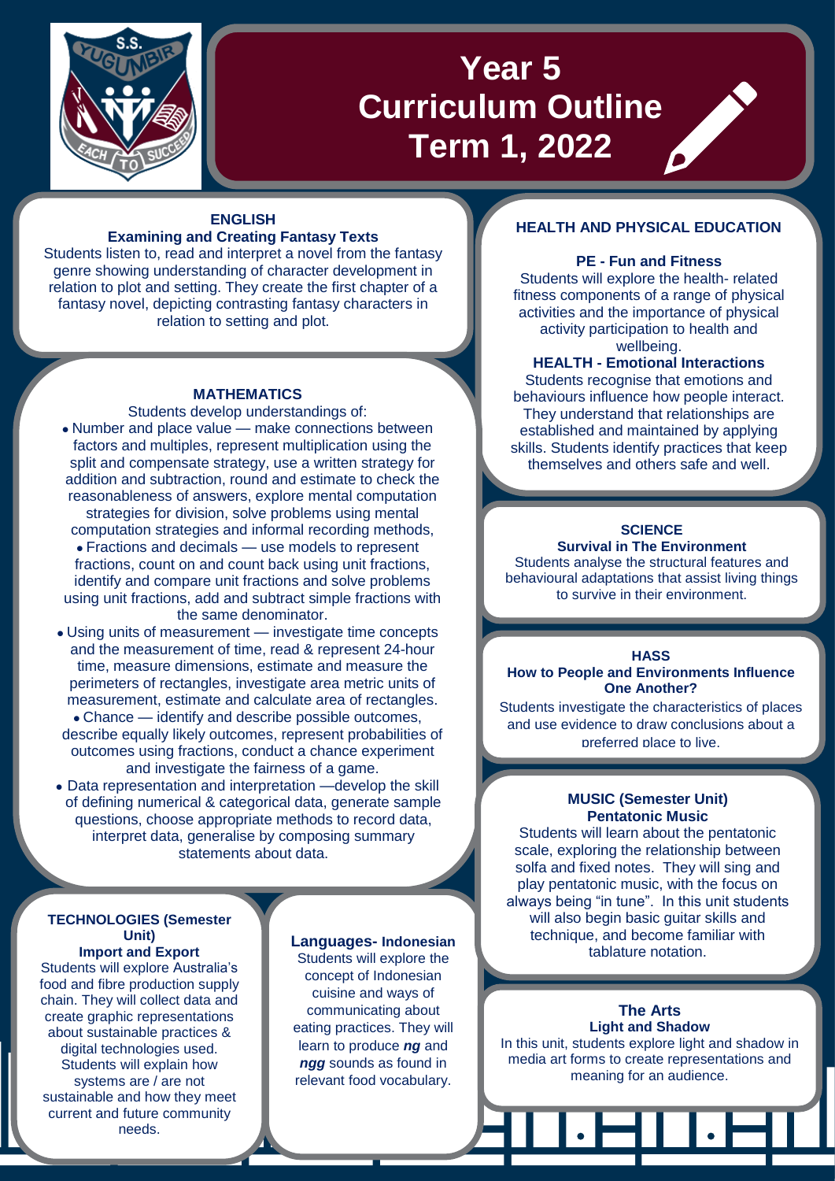# Year 5 Curriculum Outline Term 1, 2022

## ENGLISH

**Examining and Creating Fantasy Texts**

Students listen to, read and interpret a novel from the fantasy genre showing understanding of character development in relation to plot and setting. They create the first chapter of a fantasy novel, depicting contrasting fantasy characters in relation to setting and plot.

## MATHEMATICS

Students develop understandings of:

- Number and place value — make connections between factors and multiples, represent multiplication using the split and compensate strategy, use a written strategy for addition and subtraction, round and estimate to check the reasonableness of answers, explore mental computation strategies for division, solve problems using mental computation strategies and informal recording methods,
- Fractions and decimals — use models to represent fractions, count on and count back using unit fractions, identify and compare unit fractions and solve problems using unit fractions, add and subtract simple fractions with the same denominator.
- Using units of measurement — investigate time concepts and the measurement of time, read & represent 24-hour time, measure dimensions, estimate and measure the perimeters of rectangles, investigate area metric units of measurement, estimate and calculate area of rectangles.
- Chance — identify and describe possible outcomes, describe equally likely outcomes, represent probabilities of outcomes using fractions, conduct a chance experiment and investigate the fairness of a game.
- Data representation and interpretation —develop the skill of defining numerical & categorical data, generate sample questions, choose appropriate methods to record data, interpret data, generalise by composing summary statements about data.

## TECHNOLOGIES (Semester Unit)

**Import and Export**

Students will explore Australia's food and fibre production supply chain. They will collect data and create graphic representations about sustainable practices & digital technologies used. Students will explain how systems are / are not sustainable and how they meet current and future community needs.

## Languages- Indonesian

Students will explore the concept of Indonesian cuisine and ways of communicating about eating practices. They will learn to produce ***ng*** and ***ngg*** sounds as found in relevant food vocabulary.

## HEALTH AND PHYSICAL EDUCATION

**PE - Fun and Fitness**

Students will explore the health- related fitness components of a range of physical activities and the importance of physical activity participation to health and wellbeing.

**HEALTH - Emotional Interactions**

Students recognise that emotions and behaviours influence how people interact. They understand that relationships are established and maintained by applying skills. Students identify practices that keep themselves and others safe and well.

## SCIENCE

**Survival in The Environment**

Students analyse the structural features and behavioural adaptations that assist living things to survive in their environment.

## HASS

**How to People and Environments Influence One Another?**

Students investigate the characteristics of places and use evidence to draw conclusions about a preferred place to live.

## MUSIC (Semester Unit)

**Pentatonic Music**

Students will learn about the pentatonic scale, exploring the relationship between solfa and fixed notes. They will sing and play pentatonic music, with the focus on always being "in tune". In this unit students will also begin basic guitar skills and technique, and become familiar with tablature notation.

## The Arts

**Light and Shadow**

In this unit, students explore light and shadow in media art forms to create representations and meaning for an audience.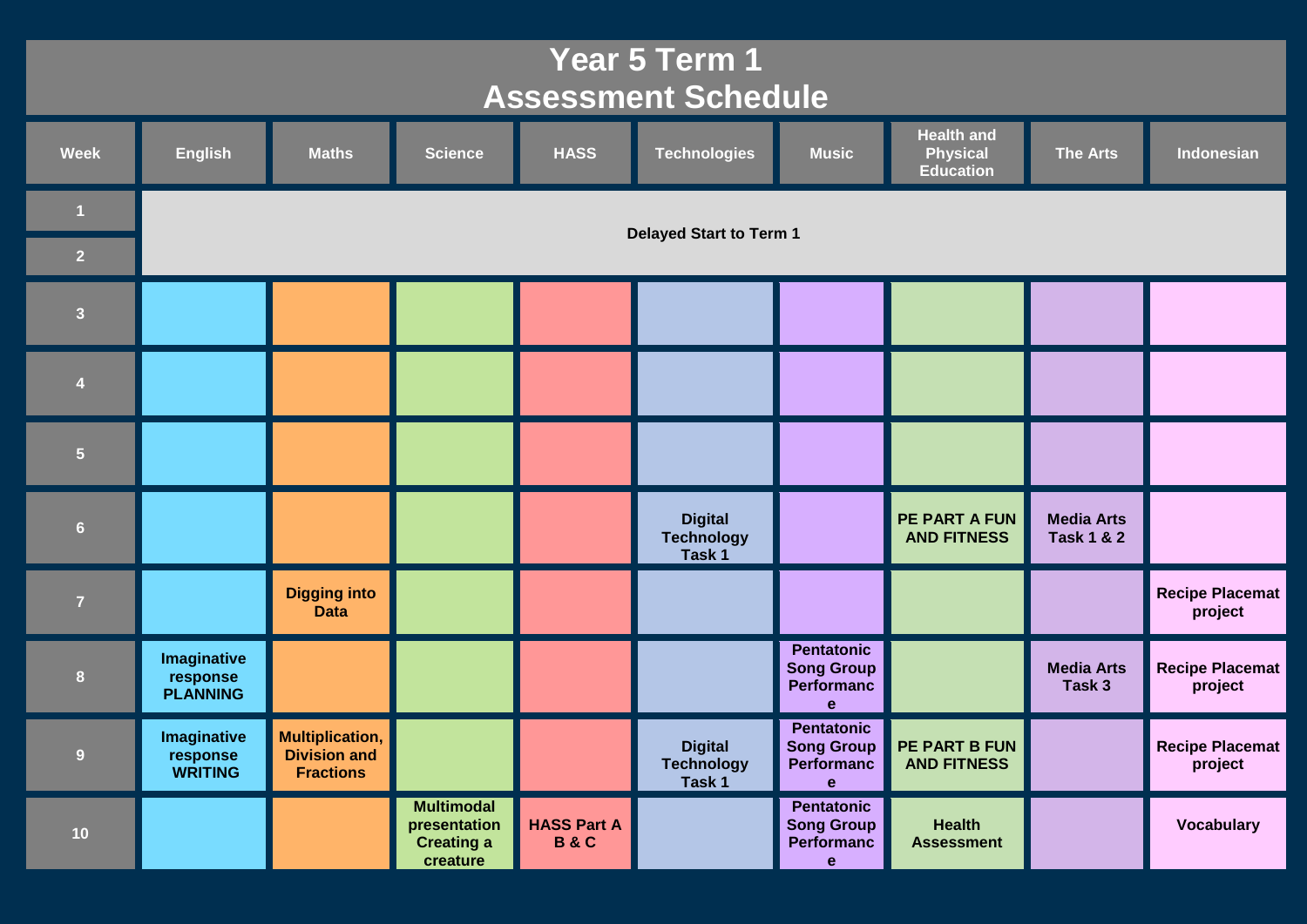# Year 5 Term 1
# Assessment Schedule

| Week | English | Maths | Science | HASS | Technologies | Music | Health and Physical Education | The Arts | Indonesian |
|---|---|---|---|---|---|---|---|---|---|
| 1 | Delayed Start to Term 1 | | | | | | | | |
| 2 | | | | | | | | | |
| 3 | | | | | | | | | |
| 4 | | | | | | | | | |
| 5 | | | | | | | | | |
| 6 | | | | | Digital Technology Task 1 | | PE PART A FUN AND FITNESS | Media Arts Task 1 & 2 | |
| 7 | | Digging into Data | | | | | | | Recipe Placemat project |
| 8 | Imaginative response PLANNING | | | | | Pentatonic Song Group Performance | | Media Arts Task 3 | Recipe Placemat project |
| 9 | Imaginative response WRITING | Multiplication, Division and Fractions | | | Digital Technology Task 1 | Pentatonic Song Group Performance | PE PART B FUN AND FITNESS | | Recipe Placemat project |
| 10 | | | Multimodal presentation Creating a creature | HASS Part A B & C | | Pentatonic Song Group Performance | Health Assessment | | Vocabulary |